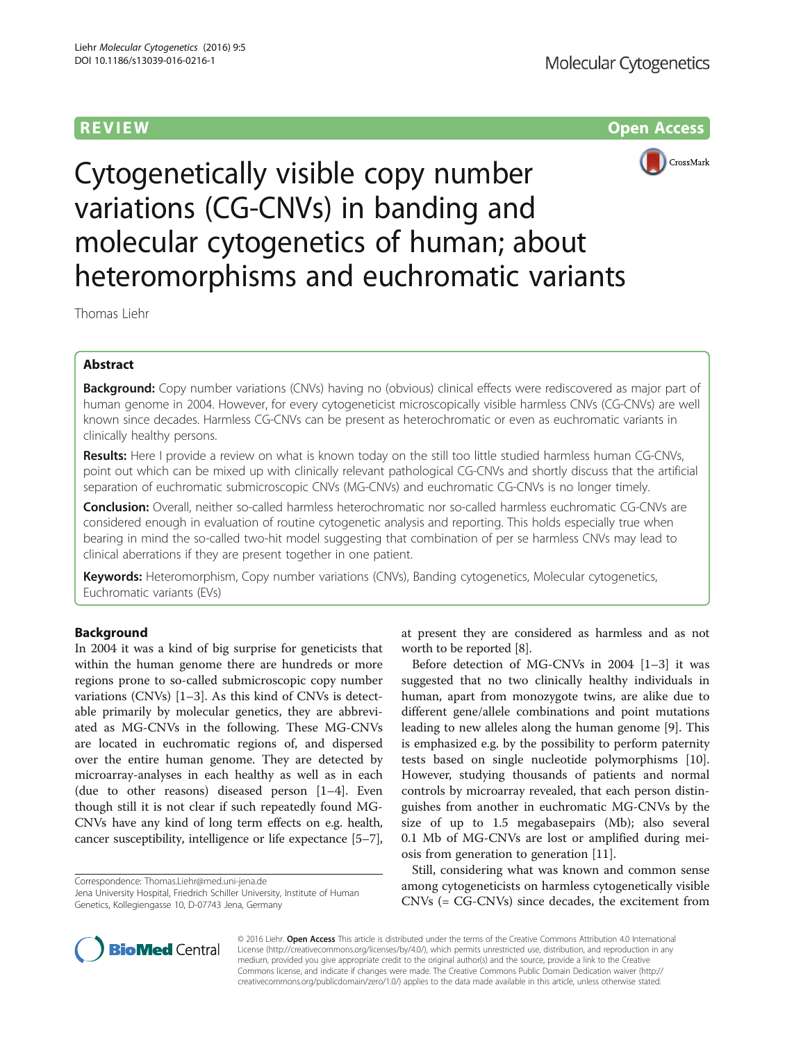REVIEW Open Access

# Cytogenetically visible copy number variations (CG-CNVs) in banding and molecular cytogenetics of human; about heteromorphisms and euchromatic variants

Thomas Liehr

## Abstract

**Background:** Copy number variations (CNVs) having no (obvious) clinical effects were rediscovered as major part of human genome in 2004. However, for every cytogeneticist microscopically visible harmless CNVs (CG-CNVs) are well known since decades. Harmless CG-CNVs can be present as heterochromatic or even as euchromatic variants in clinically healthy persons.

**Results:** Here I provide a review on what is known today on the still too little studied harmless human CG-CNVs, point out which can be mixed up with clinically relevant pathological CG-CNVs and shortly discuss that the artificial separation of euchromatic submicroscopic CNVs (MG-CNVs) and euchromatic CG-CNVs is no longer timely.

**Conclusion:** Overall, neither so-called harmless heterochromatic nor so-called harmless euchromatic CG-CNVs are considered enough in evaluation of routine cytogenetic analysis and reporting. This holds especially true when bearing in mind the so-called two-hit model suggesting that combination of per se harmless CNVs may lead to clinical aberrations if they are present together in one patient.

**Keywords:** Heteromorphism, Copy number variations (CNVs), Banding cytogenetics, Molecular cytogenetics, Euchromatic variants (EVs)

## Background

In 2004 it was a kind of big surprise for geneticists that within the human genome there are hundreds or more regions prone to so-called submicroscopic copy number variations (CNVs) [1–3]. As this kind of CNVs is detectable primarily by molecular genetics, they are abbreviated as MG-CNVs in the following. These MG-CNVs are located in euchromatic regions of, and dispersed over the entire human genome. They are detected by microarray-analyses in each healthy as well as in each (due to other reasons) diseased person [1–4]. Even though still it is not clear if such repeatedly found MG-CNVs have any kind of long term effects on e.g. health, cancer susceptibility, intelligence or life expectance [5–7], at present they are considered as harmless and as not worth to be reported [8].

Before detection of MG-CNVs in 2004 [1–3] it was suggested that no two clinically healthy individuals in human, apart from monozygote twins, are alike due to different gene/allele combinations and point mutations leading to new alleles along the human genome [9]. This is emphasized e.g. by the possibility to perform paternity tests based on single nucleotide polymorphisms [10]. However, studying thousands of patients and normal controls by microarray revealed, that each person distinguishes from another in euchromatic MG-CNVs by the size of up to 1.5 megabasepairs (Mb); also several 0.1 Mb of MG-CNVs are lost or amplified during meiosis from generation to generation [11].

Still, considering what was known and common sense among cytogeneticists on harmless cytogenetically visible CNVs (= CG-CNVs) since decades, the excitement from

Correspondence: Thomas.Liehr@med.uni-jena.de
Jena University Hospital, Friedrich Schiller University, Institute of Human Genetics, Kollegiengasse 10, D-07743 Jena, Germany

© 2016 Liehr. **Open Access** This article is distributed under the terms of the Creative Commons Attribution 4.0 International License (http://creativecommons.org/licenses/by/4.0/), which permits unrestricted use, distribution, and reproduction in any medium, provided you give appropriate credit to the original author(s) and the source, provide a link to the Creative Commons license, and indicate if changes were made. The Creative Commons Public Domain Dedication waiver (http://creativecommons.org/publicdomain/zero/1.0/) applies to the data made available in this article, unless otherwise stated.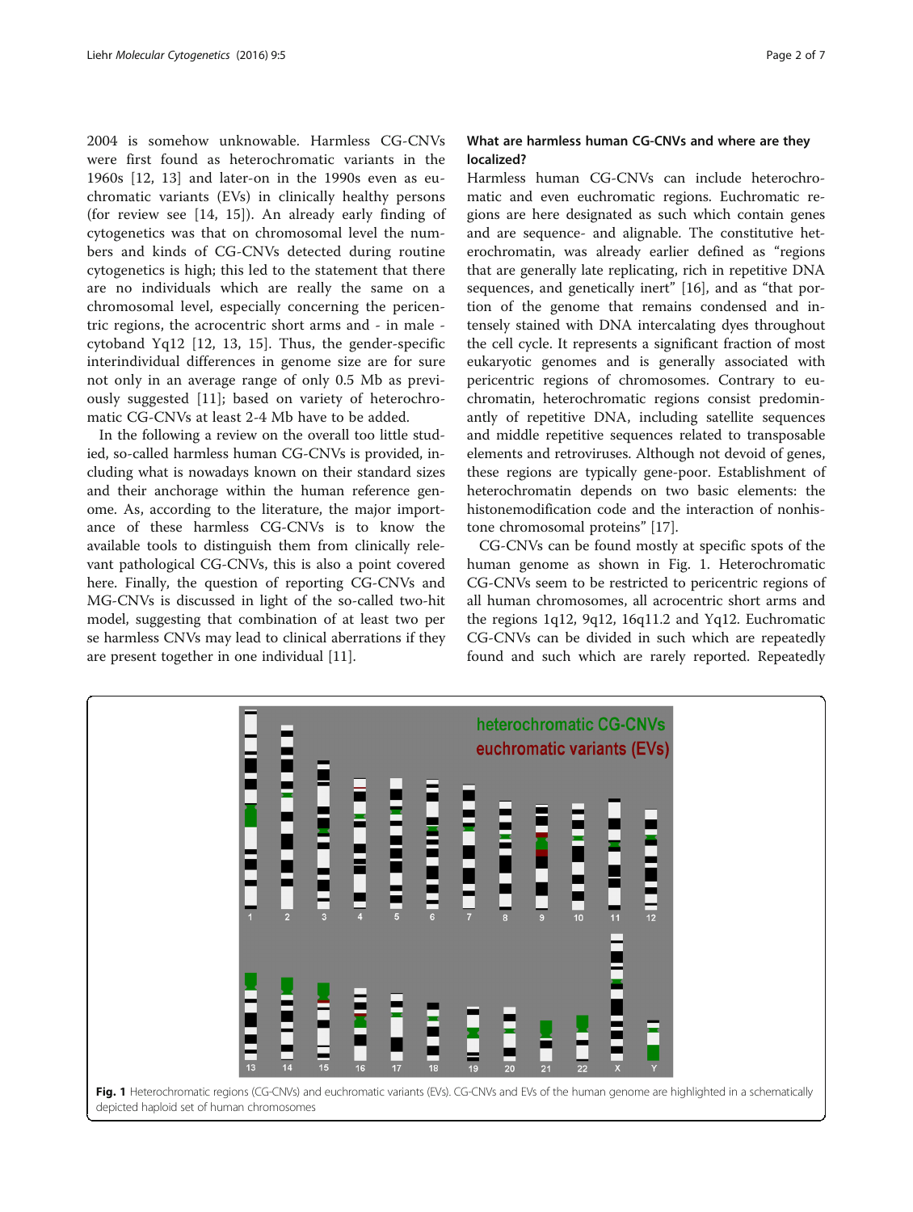2004 is somehow unknowable. Harmless CG-CNVs were first found as heterochromatic variants in the 1960s [12, 13] and later-on in the 1990s even as euchromatic variants (EVs) in clinically healthy persons (for review see [14, 15]). An already early finding of cytogenetics was that on chromosomal level the numbers and kinds of CG-CNVs detected during routine cytogenetics is high; this led to the statement that there are no individuals which are really the same on a chromosomal level, especially concerning the pericentric regions, the acrocentric short arms and - in male - cytoband Yq12 [12, 13, 15]. Thus, the gender-specific interindividual differences in genome size are for sure not only in an average range of only 0.5 Mb as previously suggested [11]; based on variety of heterochromatic CG-CNVs at least 2-4 Mb have to be added.

In the following a review on the overall too little studied, so-called harmless human CG-CNVs is provided, including what is nowadays known on their standard sizes and their anchorage within the human reference genome. As, according to the literature, the major importance of these harmless CG-CNVs is to know the available tools to distinguish them from clinically relevant pathological CG-CNVs, this is also a point covered here. Finally, the question of reporting CG-CNVs and MG-CNVs is discussed in light of the so-called two-hit model, suggesting that combination of at least two per se harmless CNVs may lead to clinical aberrations if they are present together in one individual [11].

## What are harmless human CG-CNVs and where are they localized?

Harmless human CG-CNVs can include heterochromatic and even euchromatic regions. Euchromatic regions are here designated as such which contain genes and are sequence- and alignable. The constitutive heterochromatin, was already earlier defined as "regions that are generally late replicating, rich in repetitive DNA sequences, and genetically inert" [16], and as "that portion of the genome that remains condensed and intensely stained with DNA intercalating dyes throughout the cell cycle. It represents a significant fraction of most eukaryotic genomes and is generally associated with pericentric regions of chromosomes. Contrary to euchromatin, heterochromatic regions consist predominantly of repetitive DNA, including satellite sequences and middle repetitive sequences related to transposable elements and retroviruses. Although not devoid of genes, these regions are typically gene-poor. Establishment of heterochromatin depends on two basic elements: the histonemodification code and the interaction of nonhistone chromosomal proteins" [17].

CG-CNVs can be found mostly at specific spots of the human genome as shown in Fig. 1. Heterochromatic CG-CNVs seem to be restricted to pericentric regions of all human chromosomes, all acrocentric short arms and the regions 1q12, 9q12, 16q11.2 and Yq12. Euchromatic CG-CNVs can be divided in such which are repeatedly found and such which are rarely reported. Repeatedly

**Fig. 1** Heterochromatic regions (CG-CNVs) and euchromatic variants (EVs). CG-CNVs and EVs of the human genome are highlighted in a schematically depicted haploid set of human chromosomes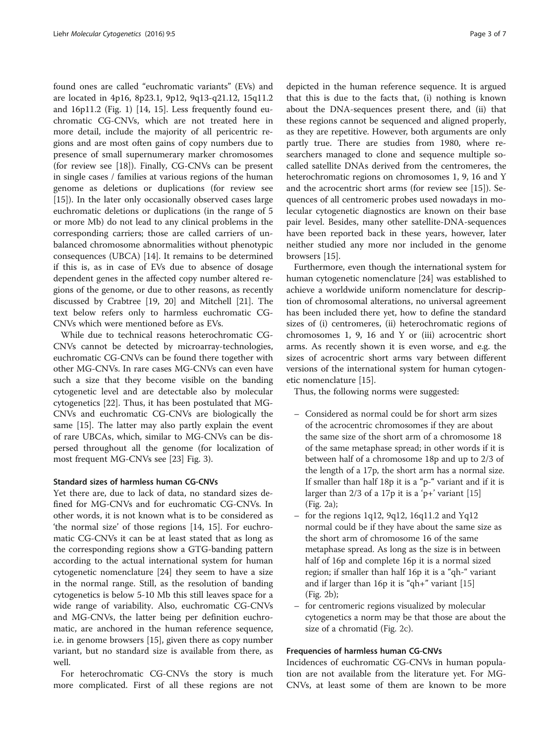found ones are called "euchromatic variants" (EVs) and are located in 4p16, 8p23.1, 9p12, 9q13-q21.12, 15q11.2 and 16p11.2 (Fig. 1) [14, 15]. Less frequently found euchromatic CG-CNVs, which are not treated here in more detail, include the majority of all pericentric regions and are most often gains of copy numbers due to presence of small supernumerary marker chromosomes (for review see [18]). Finally, CG-CNVs can be present in single cases / families at various regions of the human genome as deletions or duplications (for review see [15]). In the later only occasionally observed cases large euchromatic deletions or duplications (in the range of 5 or more Mb) do not lead to any clinical problems in the corresponding carriers; those are called carriers of unbalanced chromosome abnormalities without phenotypic consequences (UBCA) [14]. It remains to be determined if this is, as in case of EVs due to absence of dosage dependent genes in the affected copy number altered regions of the genome, or due to other reasons, as recently discussed by Crabtree [19, 20] and Mitchell [21]. The text below refers only to harmless euchromatic CG-CNVs which were mentioned before as EVs.

While due to technical reasons heterochromatic CG-CNVs cannot be detected by microarray-technologies, euchromatic CG-CNVs can be found there together with other MG-CNVs. In rare cases MG-CNVs can even have such a size that they become visible on the banding cytogenetic level and are detectable also by molecular cytogenetics [22]. Thus, it has been postulated that MG-CNVs and euchromatic CG-CNVs are biologically the same [15]. The latter may also partly explain the event of rare UBCAs, which, similar to MG-CNVs can be dispersed throughout all the genome (for localization of most frequent MG-CNVs see [23] Fig. 3).

### Standard sizes of harmless human CG-CNVs

Yet there are, due to lack of data, no standard sizes defined for MG-CNVs and for euchromatic CG-CNVs. In other words, it is not known what is to be considered as 'the normal size' of those regions [14, 15]. For euchromatic CG-CNVs it can be at least stated that as long as the corresponding regions show a GTG-banding pattern according to the actual international system for human cytogenetic nomenclature [24] they seem to have a size in the normal range. Still, as the resolution of banding cytogenetics is below 5-10 Mb this still leaves space for a wide range of variability. Also, euchromatic CG-CNVs and MG-CNVs, the latter being per definition euchromatic, are anchored in the human reference sequence, i.e. in genome browsers [15], given there as copy number variant, but no standard size is available from there, as well.

For heterochromatic CG-CNVs the story is much more complicated. First of all these regions are not depicted in the human reference sequence. It is argued that this is due to the facts that, (i) nothing is known about the DNA-sequences present there, and (ii) that these regions cannot be sequenced and aligned properly, as they are repetitive. However, both arguments are only partly true. There are studies from 1980, where researchers managed to clone and sequence multiple so-called satellite DNAs derived from the centromeres, the heterochromatic regions on chromosomes 1, 9, 16 and Y and the acrocentric short arms (for review see [15]). Sequences of all centromeric probes used nowadays in molecular cytogenetic diagnostics are known on their base pair level. Besides, many other satellite-DNA-sequences have been reported back in these years, however, later neither studied any more nor included in the genome browsers [15].

Furthermore, even though the international system for human cytogenetic nomenclature [24] was established to achieve a worldwide uniform nomenclature for description of chromosomal alterations, no universal agreement has been included there yet, how to define the standard sizes of (i) centromeres, (ii) heterochromatic regions of chromosomes 1, 9, 16 and Y or (iii) acrocentric short arms. As recently shown it is even worse, and e.g. the sizes of acrocentric short arms vary between different versions of the international system for human cytogenetic nomenclature [15].

Thus, the following norms were suggested:

- Considered as normal could be for short arm sizes of the acrocentric chromosomes if they are about the same size of the short arm of a chromosome 18 of the same metaphase spread; in other words if it is between half of a chromosome 18p and up to 2/3 of the length of a 17p, the short arm has a normal size. If smaller than half 18p it is a "p-" variant and if it is larger than 2/3 of a 17p it is a 'p+' variant [15] (Fig. 2a);
- for the regions 1q12, 9q12, 16q11.2 and Yq12 normal could be if they have about the same size as the short arm of chromosome 16 of the same metaphase spread. As long as the size is in between half of 16p and complete 16p it is a normal sized region; if smaller than half 16p it is a "qh-" variant and if larger than 16p it is "qh+" variant [15] (Fig. 2b);
- for centromeric regions visualized by molecular cytogenetics a norm may be that those are about the size of a chromatid (Fig. 2c).

### Frequencies of harmless human CG-CNVs

Incidences of euchromatic CG-CNVs in human population are not available from the literature yet. For MG-CNVs, at least some of them are known to be more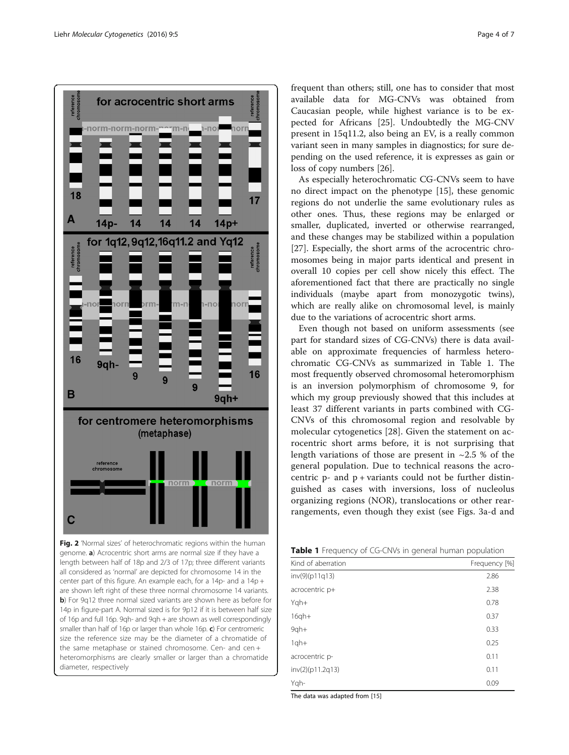Fig. 2 'Normal sizes' of heterochromatic regions within the human genome. **a**) Acrocentric short arms are normal size if they have a length between half of 18p and 2/3 of 17p; three different variants all considered as 'normal' are depicted for chromosome 14 in the center part of this figure. An example each, for a 14p- and a 14p + are shown left right of these three normal chromosome 14 variants. **b**) For 9q12 three normal sized variants are shown here as before for 14p in figure-part A. Normal sized is for 9p12 if it is between half size of 16p and full 16p. 9qh- and 9qh + are shown as well correspondingly smaller than half of 16p or larger than whole 16p. **c**) For centromeric size the reference size may be the diameter of a chromatide of the same metaphase or stained chromosome. Cen- and cen + heteromorphisms are clearly smaller or larger than a chromatide diameter, respectively

frequent than others; still, one has to consider that most available data for MG-CNVs was obtained from Caucasian people, while highest variance is to be expected for Africans [25]. Undoubtedly the MG-CNV present in 15q11.2, also being an EV, is a really common variant seen in many samples in diagnostics; for sure depending on the used reference, it is expresses as gain or loss of copy numbers [26].

As especially heterochromatic CG-CNVs seem to have no direct impact on the phenotype [15], these genomic regions do not underlie the same evolutionary rules as other ones. Thus, these regions may be enlarged or smaller, duplicated, inverted or otherwise rearranged, and these changes may be stabilized within a population [27]. Especially, the short arms of the acrocentric chromosomes being in major parts identical and present in overall 10 copies per cell show nicely this effect. The aforementioned fact that there are practically no single individuals (maybe apart from monozygotic twins), which are really alike on chromosomal level, is mainly due to the variations of acrocentric short arms.

Even though not based on uniform assessments (see part for standard sizes of CG-CNVs) there is data available on approximate frequencies of harmless heterochromatic CG-CNVs as summarized in Table 1. The most frequently observed chromosomal heteromorphism is an inversion polymorphism of chromosome 9, for which my group previously showed that this includes at least 37 different variants in parts combined with CG-CNVs of this chromosomal region and resolvable by molecular cytogenetics [28]. Given the statement on acrocentric short arms before, it is not surprising that length variations of those are present in ~2.5 % of the general population. Due to technical reasons the acrocentric p- and p + variants could not be further distinguished as cases with inversions, loss of nucleolus organizing regions (NOR), translocations or other rearrangements, even though they exist (see Figs. 3a-d and

**Table 1** Frequency of CG-CNVs in general human population

| Kind of aberration | Frequency [%] |
|---|---|
| inv(9)(p11q13) | 2.86 |
| acrocentric p+ | 2.38 |
| Yqh+ | 0.78 |
| 16qh+ | 0.37 |
| 9qh+ | 0.33 |
| 1qh+ | 0.25 |
| acrocentric p- | 0.11 |
| inv(2)(p11.2q13) | 0.11 |
| Yqh- | 0.09 |

The data was adapted from [15]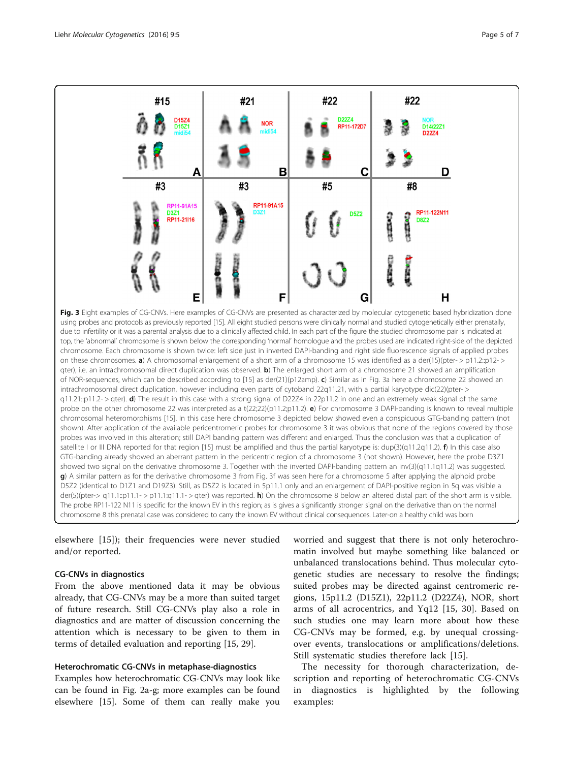**Fig. 3** Eight examples of CG-CNVs. Here examples of CG-CNVs are presented as characterized by molecular cytogenetic based hybridization done using probes and protocols as previously reported [15]. All eight studied persons were clinically normal and studied cytogenetically either prenatally, due to infertility or it was a parental analysis due to a clinically affected child. In each part of the figure the studied chromosome pair is indicated at top, the 'abnormal' chromosome is shown below the corresponding 'normal' homologue and the probes used are indicated right-side of the depicted chromosome. Each chromosome is shown twice: left side just in inverted DAPI-banding and right side fluorescence signals of applied probes on these chromosomes. **a**) A chromosomal enlargement of a short arm of a chromosome 15 was identified as a der(15)(pter- > p11.2::p12- > qter), i.e. an intrachromosomal direct duplication was observed. **b**) The enlarged short arm of a chromosome 21 showed an amplification of NOR-sequences, which can be described according to [15] as der(21)(p12amp). **c**) Similar as in Fig. 3a here a chromosome 22 showed an intrachromosomal direct duplication, however including even parts of cytoband 22q11.21, with a partial karyotype dic(22)(pter- > q11.21::p11.2- > qter). **d**) The result in this case with a strong signal of D22Z4 in 22p11.2 in one and an extremely weak signal of the same probe on the other chromosome 22 was interpreted as a t(22;22)(p11.2;p11.2). **e**) For chromosome 3 DAPI-banding is known to reveal multiple chromosomal heteromorphisms [15]. In this case here chromosome 3 depicted below showed even a conspicuous GTG-banding pattern (not shown). After application of the available pericentromeric probes for chromosome 3 it was obvious that none of the regions covered by those probes was involved in this alteration; still DAPI banding pattern was different and enlarged. Thus the conclusion was that a duplication of satellite I or III DNA reported for that region [15] must be amplified and thus the partial karyotype is: dup(3)(q11.2q11.2). **f**) In this case also GTG-banding already showed an aberrant pattern in the pericentric region of a chromosome 3 (not shown). However, here the probe D3Z1 showed two signal on the derivative chromosome 3. Together with the inverted DAPI-banding pattern an inv(3)(q11.1q11.2) was suggested. **g**) A similar pattern as for the derivative chromosome 3 from Fig. 3f was seen here for a chromosome 5 after applying the alphoid probe D5Z2 (identical to D1Z1 and D19Z3). Still, as D5Z2 is located in 5p11.1 only and an enlargement of DAPI-positive region in 5q was visible a der(5)(pter-> q11.1::p11.1- > p11.1:q11.1- > qter) was reported. **h**) On the chromosome 8 below an altered distal part of the short arm is visible. The probe RP11-122 N11 is specific for the known EV in this region; as is gives a significantly stronger signal on the derivative than on the normal chromosome 8 this prenatal case was considered to carry the known EV without clinical consequences. Later-on a healthy child was born

elsewhere [15]); their frequencies were never studied and/or reported.

### CG-CNVs in diagnostics

From the above mentioned data it may be obvious already, that CG-CNVs may be a more than suited target of future research. Still CG-CNVs play also a role in diagnostics and are matter of discussion concerning the attention which is necessary to be given to them in terms of detailed evaluation and reporting [15, 29].

### Heterochromatic CG-CNVs in metaphase-diagnostics

Examples how heterochromatic CG-CNVs may look like can be found in Fig. 2a-g; more examples can be found elsewhere [15]. Some of them can really make you worried and suggest that there is not only heterochromatin involved but maybe something like balanced or unbalanced translocations behind. Thus molecular cytogenetic studies are necessary to resolve the findings; suited probes may be directed against centromeric regions, 15p11.2 (D15Z1), 22p11.2 (D22Z4), NOR, short arms of all acrocentrics, and Yq12 [15, 30]. Based on such studies one may learn more about how these CG-CNVs may be formed, e.g. by unequal crossing-over events, translocations or amplifications/deletions. Still systematic studies therefore lack [15].

The necessity for thorough characterization, description and reporting of heterochromatic CG-CNVs in diagnostics is highlighted by the following examples: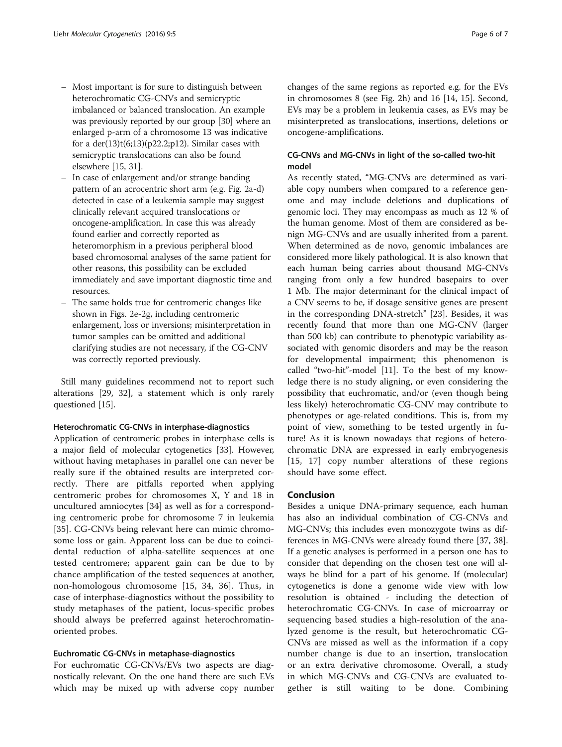- Most important is for sure to distinguish between heterochromatic CG-CNVs and semicryptic imbalanced or balanced translocation. An example was previously reported by our group [30] where an enlarged p-arm of a chromosome 13 was indicative for a der(13)t(6;13)(p22.2;p12). Similar cases with semicryptic translocations can also be found elsewhere [15, 31].
- In case of enlargement and/or strange banding pattern of an acrocentric short arm (e.g. Fig. 2a-d) detected in case of a leukemia sample may suggest clinically relevant acquired translocations or oncogene-amplification. In case this was already found earlier and correctly reported as heteromorphism in a previous peripheral blood based chromosomal analyses of the same patient for other reasons, this possibility can be excluded immediately and save important diagnostic time and resources.
- The same holds true for centromeric changes like shown in Figs. 2e-2g, including centromeric enlargement, loss or inversions; misinterpretation in tumor samples can be omitted and additional clarifying studies are not necessary, if the CG-CNV was correctly reported previously.

Still many guidelines recommend not to report such alterations [29, 32], a statement which is only rarely questioned [15].

### Heterochromatic CG-CNVs in interphase-diagnostics

Application of centromeric probes in interphase cells is a major field of molecular cytogenetics [33]. However, without having metaphases in parallel one can never be really sure if the obtained results are interpreted correctly. There are pitfalls reported when applying centromeric probes for chromosomes X, Y and 18 in uncultured amniocytes [34] as well as for a corresponding centromeric probe for chromosome 7 in leukemia [35]. CG-CNVs being relevant here can mimic chromosome loss or gain. Apparent loss can be due to coincidental reduction of alpha-satellite sequences at one tested centromere; apparent gain can be due to by chance amplification of the tested sequences at another, non-homologous chromosome [15, 34, 36]. Thus, in case of interphase-diagnostics without the possibility to study metaphases of the patient, locus-specific probes should always be preferred against heterochromatin-oriented probes.

### Euchromatic CG-CNVs in metaphase-diagnostics

For euchromatic CG-CNVs/EVs two aspects are diagnostically relevant. On the one hand there are such EVs which may be mixed up with adverse copy number changes of the same regions as reported e.g. for the EVs in chromosomes 8 (see Fig. 2h) and 16 [14, 15]. Second, EVs may be a problem in leukemia cases, as EVs may be misinterpreted as translocations, insertions, deletions or oncogene-amplifications.

### CG-CNVs and MG-CNVs in light of the so-called two-hit model

As recently stated, "MG-CNVs are determined as variable copy numbers when compared to a reference genome and may include deletions and duplications of genomic loci. They may encompass as much as 12 % of the human genome. Most of them are considered as benign MG-CNVs and are usually inherited from a parent. When determined as de novo, genomic imbalances are considered more likely pathological. It is also known that each human being carries about thousand MG-CNVs ranging from only a few hundred basepairs to over 1 Mb. The major determinant for the clinical impact of a CNV seems to be, if dosage sensitive genes are present in the corresponding DNA-stretch" [23]. Besides, it was recently found that more than one MG-CNV (larger than 500 kb) can contribute to phenotypic variability associated with genomic disorders and may be the reason for developmental impairment; this phenomenon is called "two-hit"-model [11]. To the best of my knowledge there is no study aligning, or even considering the possibility that euchromatic, and/or (even though being less likely) heterochromatic CG-CNV may contribute to phenotypes or age-related conditions. This is, from my point of view, something to be tested urgently in future! As it is known nowadays that regions of heterochromatic DNA are expressed in early embryogenesis [15, 17] copy number alterations of these regions should have some effect.

## Conclusion

Besides a unique DNA-primary sequence, each human has also an individual combination of CG-CNVs and MG-CNVs; this includes even monozygote twins as differences in MG-CNVs were already found there [37, 38]. If a genetic analyses is performed in a person one has to consider that depending on the chosen test one will always be blind for a part of his genome. If (molecular) cytogenetics is done a genome wide view with low resolution is obtained - including the detection of heterochromatic CG-CNVs. In case of microarray or sequencing based studies a high-resolution of the analyzed genome is the result, but heterochromatic CG-CNVs are missed as well as the information if a copy number change is due to an insertion, translocation or an extra derivative chromosome. Overall, a study in which MG-CNVs and CG-CNVs are evaluated together is still waiting to be done. Combining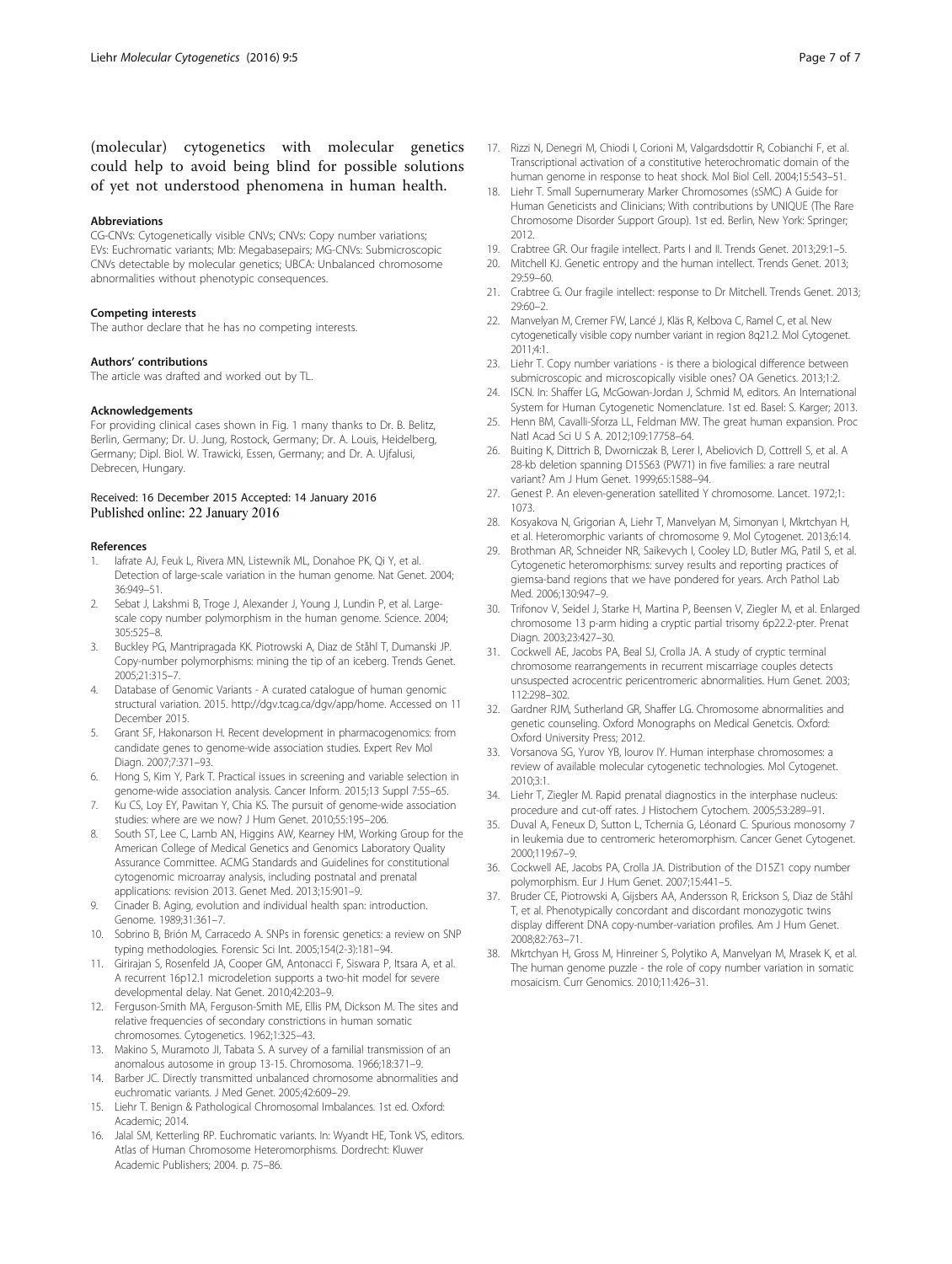(molecular) cytogenetics with molecular genetics could help to avoid being blind for possible solutions of yet not understood phenomena in human health.

### Abbreviations

CG-CNVs: Cytogenetically visible CNVs; CNVs: Copy number variations; EVs: Euchromatic variants; Mb: Megabasepairs; MG-CNVs: Submicroscopic CNVs detectable by molecular genetics; UBCA: Unbalanced chromosome abnormalities without phenotypic consequences.

### Competing interests

The author declare that he has no competing interests.

### Authors' contributions

The article was drafted and worked out by TL.

### Acknowledgements

For providing clinical cases shown in Fig. 1 many thanks to Dr. B. Belitz, Berlin, Germany; Dr. U. Jung, Rostock, Germany; Dr. A. Louis, Heidelberg, Germany; Dipl. Biol. W. Trawicki, Essen, Germany; and Dr. A. Ujfalusi, Debrecen, Hungary.

Received: 16 December 2015 Accepted: 14 January 2016
Published online: 22 January 2016

### References

1. Iafrate AJ, Feuk L, Rivera MN, Listewnik ML, Donahoe PK, Qi Y, et al. Detection of large-scale variation in the human genome. Nat Genet. 2004; 36:949–51.
2. Sebat J, Lakshmi B, Troge J, Alexander J, Young J, Lundin P, et al. Large-scale copy number polymorphism in the human genome. Science. 2004; 305:525–8.
3. Buckley PG, Mantripragada KK. Piotrowski A, Diaz de Ståhl T, Dumanski JP. Copy-number polymorphisms: mining the tip of an iceberg. Trends Genet. 2005;21:315–7.
4. Database of Genomic Variants - A curated catalogue of human genomic structural variation. 2015. http://dgv.tcag.ca/dgv/app/home. Accessed on 11 December 2015.
5. Grant SF, Hakonarson H. Recent development in pharmacogenomics: from candidate genes to genome-wide association studies. Expert Rev Mol Diagn. 2007;7:371–93.
6. Hong S, Kim Y, Park T. Practical issues in screening and variable selection in genome-wide association analysis. Cancer Inform. 2015;13 Suppl 7:55–65.
7. Ku CS, Loy EY, Pawitan Y, Chia KS. The pursuit of genome-wide association studies: where are we now? J Hum Genet. 2010;55:195–206.
8. South ST, Lee C, Lamb AN, Higgins AW, Kearney HM, Working Group for the American College of Medical Genetics and Genomics Laboratory Quality Assurance Committee. ACMG Standards and Guidelines for constitutional cytogenomic microarray analysis, including postnatal and prenatal applications: revision 2013. Genet Med. 2013;15:901–9.
9. Cinader B. Aging, evolution and individual health span: introduction. Genome. 1989;31:361–7.
10. Sobrino B, Brión M, Carracedo A. SNPs in forensic genetics: a review on SNP typing methodologies. Forensic Sci Int. 2005;154(2-3):181–94.
11. Girirajan S, Rosenfeld JA, Cooper GM, Antonacci F, Siswara P, Itsara A, et al. A recurrent 16p12.1 microdeletion supports a two-hit model for severe developmental delay. Nat Genet. 2010;42:203–9.
12. Ferguson-Smith MA, Ferguson-Smith ME, Ellis PM, Dickson M. The sites and relative frequencies of secondary constrictions in human somatic chromosomes. Cytogenetics. 1962;1:325–43.
13. Makino S, Muramoto JI, Tabata S. A survey of a familial transmission of an anomalous autosome in group 13-15. Chromosoma. 1966;18:371–9.
14. Barber JC. Directly transmitted unbalanced chromosome abnormalities and euchromatic variants. J Med Genet. 2005;42:609–29.
15. Liehr T. Benign & Pathological Chromosomal Imbalances. 1st ed. Oxford: Academic; 2014.
16. Jalal SM, Ketterling RP. Euchromatic variants. In: Wyandt HE, Tonk VS, editors. Atlas of Human Chromosome Heteromorphisms. Dordrecht: Kluwer Academic Publishers; 2004. p. 75–86.
17. Rizzi N, Denegri M, Chiodi I, Corioni M, Valgardsdottir R, Cobianchi F, et al. Transcriptional activation of a constitutive heterochromatic domain of the human genome in response to heat shock. Mol Biol Cell. 2004;15:543–51.
18. Liehr T. Small Supernumerary Marker Chromosomes (sSMC) A Guide for Human Geneticists and Clinicians; With contributions by UNIQUE (The Rare Chromosome Disorder Support Group). 1st ed. Berlin, New York: Springer; 2012.
19. Crabtree GR. Our fragile intellect. Parts I and II. Trends Genet. 2013;29:1–5.
20. Mitchell KJ. Genetic entropy and the human intellect. Trends Genet. 2013; 29:59–60.
21. Crabtree G. Our fragile intellect: response to Dr Mitchell. Trends Genet. 2013; 29:60–2.
22. Manvelyan M, Cremer FW, Lancé J, Kläs R, Kelbova C, Ramel C, et al. New cytogenetically visible copy number variant in region 8q21.2. Mol Cytogenet. 2011;4:1.
23. Liehr T. Copy number variations - is there a biological difference between submicroscopic and microscopically visible ones? OA Genetics. 2013;1:2.
24. ISCN. In: Shaffer LG, McGowan-Jordan J, Schmid M, editors. An International System for Human Cytogenetic Nomenclature. 1st ed. Basel: S. Karger; 2013.
25. Henn BM, Cavalli-Sforza LL, Feldman MW. The great human expansion. Proc Natl Acad Sci U S A. 2012;109:17758–64.
26. Buiting K, Dittrich B, Dworniczak B, Lerer I, Abeliovich D, Cottrell S, et al. A 28-kb deletion spanning D15S63 (PW71) in five families: a rare neutral variant? Am J Hum Genet. 1999;65:1588–94.
27. Genest P. An eleven-generation satellited Y chromosome. Lancet. 1972;1: 1073.
28. Kosyakova N, Grigorian A, Liehr T, Manvelyan M, Simonyan I, Mkrtchyan H, et al. Heteromorphic variants of chromosome 9. Mol Cytogenet. 2013;6:14.
29. Brothman AR, Schneider NR, Saikevych I, Cooley LD, Butler MG, Patil S, et al. Cytogenetic heteromorphisms: survey results and reporting practices of giemsa-band regions that we have pondered for years. Arch Pathol Lab Med. 2006;130:947–9.
30. Trifonov V, Seidel J, Starke H, Martina P, Beensen V, Ziegler M, et al. Enlarged chromosome 13 p-arm hiding a cryptic partial trisomy 6p22.2-pter. Prenat Diagn. 2003;23:427–30.
31. Cockwell AE, Jacobs PA, Beal SJ, Crolla JA. A study of cryptic terminal chromosome rearrangements in recurrent miscarriage couples detects unsuspected acrocentric pericentromeric abnormalities. Hum Genet. 2003; 112:298–302.
32. Gardner RJM, Sutherland GR, Shaffer LG. Chromosome abnormalities and genetic counseling. Oxford Monographs on Medical Genetcis. Oxford: Oxford University Press; 2012.
33. Vorsanova SG, Yurov YB, Iourov IY. Human interphase chromosomes: a review of available molecular cytogenetic technologies. Mol Cytogenet. 2010;3:1.
34. Liehr T, Ziegler M. Rapid prenatal diagnostics in the interphase nucleus: procedure and cut-off rates. J Histochem Cytochem. 2005;53:289–91.
35. Duval A, Feneux D, Sutton L, Tchernia G, Léonard C. Spurious monosomy 7 in leukemia due to centromeric heteromorphism. Cancer Genet Cytogenet. 2000;119:67–9.
36. Cockwell AE, Jacobs PA, Crolla JA. Distribution of the D15Z1 copy number polymorphism. Eur J Hum Genet. 2007;15:441–5.
37. Bruder CE, Piotrowski A, Gijsbers AA, Andersson R, Erickson S, Diaz de Ståhl T, et al. Phenotypically concordant and discordant monozygotic twins display different DNA copy-number-variation profiles. Am J Hum Genet. 2008;82:763–71.
38. Mkrtchyan H, Gross M, Hinreiner S, Polytiko A, Manvelyan M, Mrasek K, et al. The human genome puzzle - the role of copy number variation in somatic mosaicism. Curr Genomics. 2010;11:426–31.